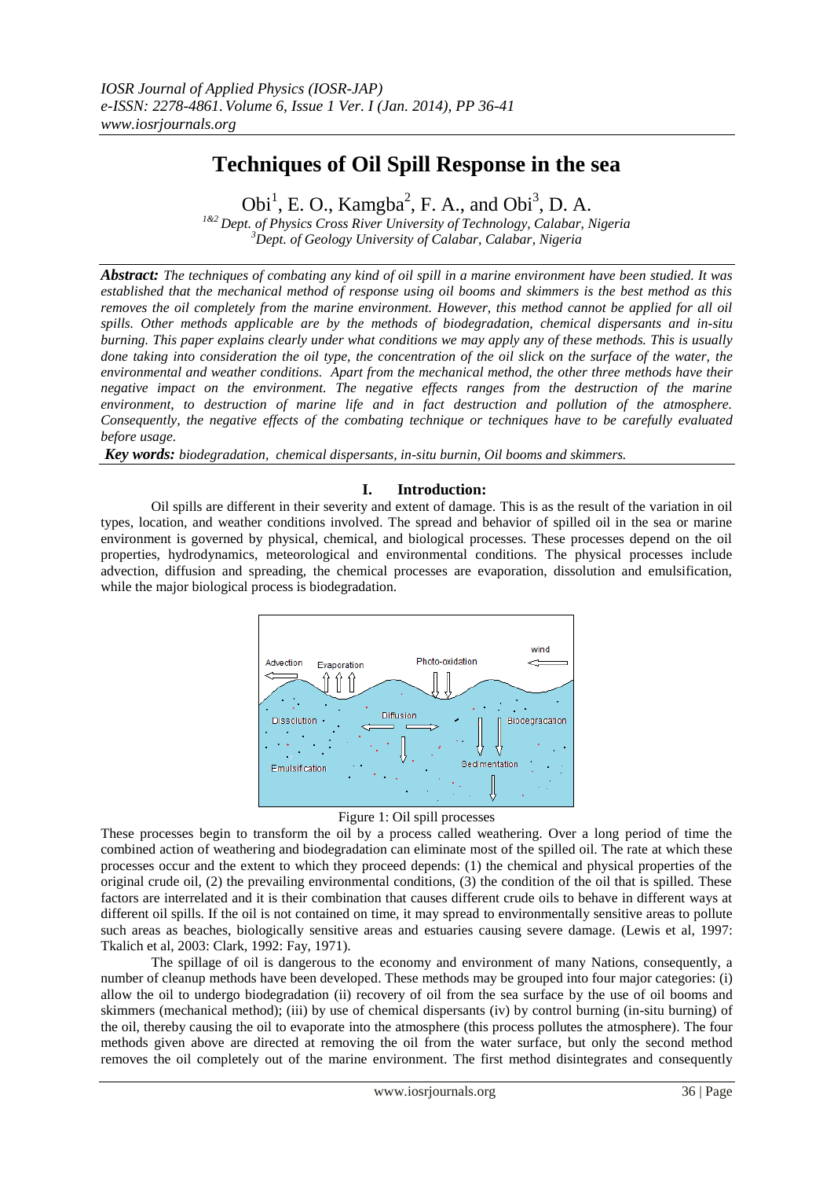# Techniques of Oil Spill Response in the sea

Obi[1], E. O., Kamgba[2], F. A., and Obi[3], D. A.

[1&2] Dept. of Physics Cross River University of Technology, Calabar, Nigeria
[3] Dept. of Geology University of Calabar, Calabar, Nigeria

***Abstract:*** *The techniques of combating any kind of oil spill in a marine environment have been studied. It was established that the mechanical method of response using oil booms and skimmers is the best method as this removes the oil completely from the marine environment. However, this method cannot be applied for all oil spills. Other methods applicable are by the methods of biodegradation, chemical dispersants and in-situ burning. This paper explains clearly under what conditions we may apply any of these methods. This is usually done taking into consideration the oil type, the concentration of the oil slick on the surface of the water, the environmental and weather conditions. Apart from the mechanical method, the other three methods have their negative impact on the environment. The negative effects ranges from the destruction of the marine environment, to destruction of marine life and in fact destruction and pollution of the atmosphere. Consequently, the negative effects of the combating technique or techniques have to be carefully evaluated before usage.*

***Key words:*** *biodegradation, chemical dispersants, in-situ burnin, Oil booms and skimmers.*

## I. Introduction:

Oil spills are different in their severity and extent of damage. This is as the result of the variation in oil types, location, and weather conditions involved. The spread and behavior of spilled oil in the sea or marine environment is governed by physical, chemical, and biological processes. These processes depend on the oil properties, hydrodynamics, meteorological and environmental conditions. The physical processes include advection, diffusion and spreading, the chemical processes are evaporation, dissolution and emulsification, while the major biological process is biodegradation.

Figure 1: Oil spill processes

These processes begin to transform the oil by a process called weathering. Over a long period of time the combined action of weathering and biodegradation can eliminate most of the spilled oil. The rate at which these processes occur and the extent to which they proceed depends: (1) the chemical and physical properties of the original crude oil, (2) the prevailing environmental conditions, (3) the condition of the oil that is spilled. These factors are interrelated and it is their combination that causes different crude oils to behave in different ways at different oil spills. If the oil is not contained on time, it may spread to environmentally sensitive areas to pollute such areas as beaches, biologically sensitive areas and estuaries causing severe damage. (Lewis et al, 1997: Tkalich et al, 2003: Clark, 1992: Fay, 1971).

The spillage of oil is dangerous to the economy and environment of many Nations, consequently, a number of cleanup methods have been developed. These methods may be grouped into four major categories: (i) allow the oil to undergo biodegradation (ii) recovery of oil from the sea surface by the use of oil booms and skimmers (mechanical method); (iii) by use of chemical dispersants (iv) by control burning (in-situ burning) of the oil, thereby causing the oil to evaporate into the atmosphere (this process pollutes the atmosphere). The four methods given above are directed at removing the oil from the water surface, but only the second method removes the oil completely out of the marine environment. The first method disintegrates and consequently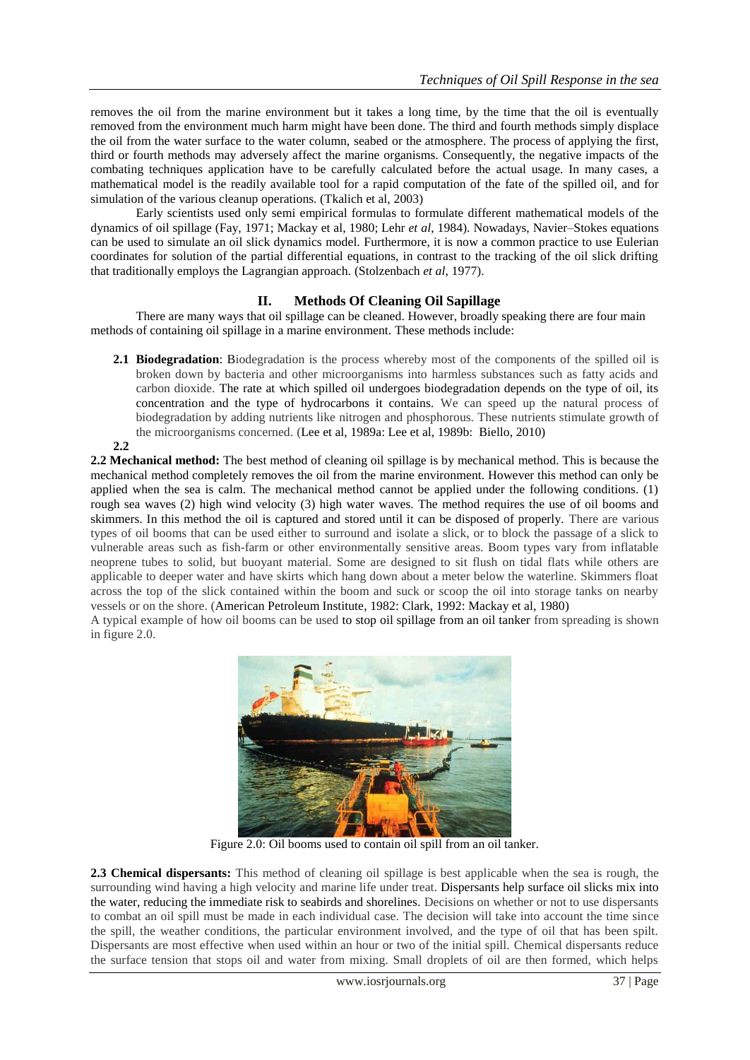removes the oil from the marine environment but it takes a long time, by the time that the oil is eventually removed from the environment much harm might have been done. The third and fourth methods simply displace the oil from the water surface to the water column, seabed or the atmosphere. The process of applying the first, third or fourth methods may adversely affect the marine organisms. Consequently, the negative impacts of the combating techniques application have to be carefully calculated before the actual usage. In many cases, a mathematical model is the readily available tool for a rapid computation of the fate of the spilled oil, and for simulation of the various cleanup operations. (Tkalich et al, 2003)

Early scientists used only semi empirical formulas to formulate different mathematical models of the dynamics of oil spillage (Fay, 1971; Mackay et al, 1980; Lehr *et al*, 1984). Nowadays, Navier–Stokes equations can be used to simulate an oil slick dynamics model. Furthermore, it is now a common practice to use Eulerian coordinates for solution of the partial differential equations, in contrast to the tracking of the oil slick drifting that traditionally employs the Lagrangian approach. (Stolzenbach *et al*, 1977).

## II. Methods Of Cleaning Oil Sapillage

There are many ways that oil spillage can be cleaned. However, broadly speaking there are four main methods of containing oil spillage in a marine environment. These methods include:

**2.1 Biodegradation**: Biodegradation is the process whereby most of the components of the spilled oil is broken down by bacteria and other microorganisms into harmless substances such as fatty acids and carbon dioxide. The rate at which spilled oil undergoes biodegradation depends on the type of oil, its concentration and the type of hydrocarbons it contains. We can speed up the natural process of biodegradation by adding nutrients like nitrogen and phosphorous. These nutrients stimulate growth of the microorganisms concerned. (Lee et al, 1989a: Lee et al, 1989b: Biello, 2010)

**2.2**

**2.2 Mechanical method:** The best method of cleaning oil spillage is by mechanical method. This is because the mechanical method completely removes the oil from the marine environment. However this method can only be applied when the sea is calm. The mechanical method cannot be applied under the following conditions. (1) rough sea waves (2) high wind velocity (3) high water waves. The method requires the use of oil booms and skimmers. In this method the oil is captured and stored until it can be disposed of properly. There are various types of oil booms that can be used either to surround and isolate a slick, or to block the passage of a slick to vulnerable areas such as fish-farm or other environmentally sensitive areas. Boom types vary from inflatable neoprene tubes to solid, but buoyant material. Some are designed to sit flush on tidal flats while others are applicable to deeper water and have skirts which hang down about a meter below the waterline. Skimmers float across the top of the slick contained within the boom and suck or scoop the oil into storage tanks on nearby vessels or on the shore. (American Petroleum Institute, 1982: Clark, 1992: Mackay et al, 1980)

A typical example of how oil booms can be used to stop oil spillage from an oil tanker from spreading is shown in figure 2.0.

Figure 2.0: Oil booms used to contain oil spill from an oil tanker.

**2.3 Chemical dispersants:** This method of cleaning oil spillage is best applicable when the sea is rough, the surrounding wind having a high velocity and marine life under treat. Dispersants help surface oil slicks mix into the water, reducing the immediate risk to seabirds and shorelines. Decisions on whether or not to use dispersants to combat an oil spill must be made in each individual case. The decision will take into account the time since the spill, the weather conditions, the particular environment involved, and the type of oil that has been spilt. Dispersants are most effective when used within an hour or two of the initial spill. Chemical dispersants reduce the surface tension that stops oil and water from mixing. Small droplets of oil are then formed, which helps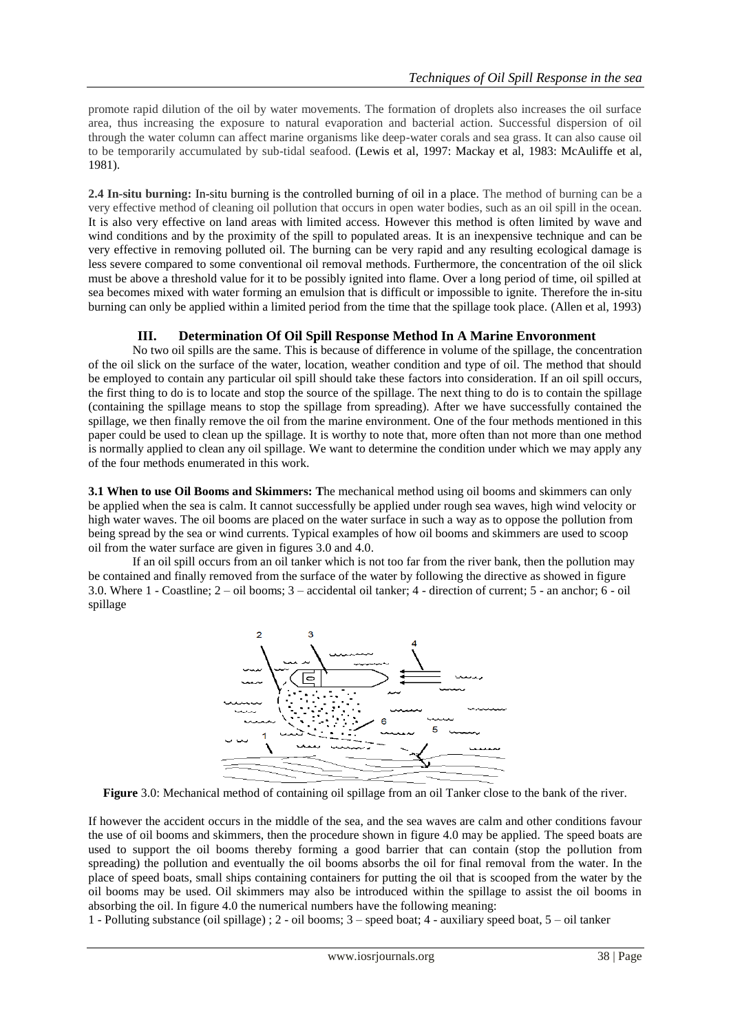promote rapid dilution of the oil by water movements. The formation of droplets also increases the oil surface area, thus increasing the exposure to natural evaporation and bacterial action. Successful dispersion of oil through the water column can affect marine organisms like deep-water corals and sea grass. It can also cause oil to be temporarily accumulated by sub-tidal seafood. (Lewis et al, 1997: Mackay et al, 1983: McAuliffe et al, 1981).

**2.4 In-situ burning:** In-situ burning is the controlled burning of oil in a place. The method of burning can be a very effective method of cleaning oil pollution that occurs in open water bodies, such as an oil spill in the ocean. It is also very effective on land areas with limited access. However this method is often limited by wave and wind conditions and by the proximity of the spill to populated areas. It is an inexpensive technique and can be very effective in removing polluted oil. The burning can be very rapid and any resulting ecological damage is less severe compared to some conventional oil removal methods. Furthermore, the concentration of the oil slick must be above a threshold value for it to be possibly ignited into flame. Over a long period of time, oil spilled at sea becomes mixed with water forming an emulsion that is difficult or impossible to ignite. Therefore the in-situ burning can only be applied within a limited period from the time that the spillage took place. (Allen et al, 1993)

## III. Determination Of Oil Spill Response Method In A Marine Envoronment

No two oil spills are the same. This is because of difference in volume of the spillage, the concentration of the oil slick on the surface of the water, location, weather condition and type of oil. The method that should be employed to contain any particular oil spill should take these factors into consideration. If an oil spill occurs, the first thing to do is to locate and stop the source of the spillage. The next thing to do is to contain the spillage (containing the spillage means to stop the spillage from spreading). After we have successfully contained the spillage, we then finally remove the oil from the marine environment. One of the four methods mentioned in this paper could be used to clean up the spillage. It is worthy to note that, more often than not more than one method is normally applied to clean any oil spillage. We want to determine the condition under which we may apply any of the four methods enumerated in this work.

**3.1 When to use Oil Booms and Skimmers: T**he mechanical method using oil booms and skimmers can only be applied when the sea is calm. It cannot successfully be applied under rough sea waves, high wind velocity or high water waves. The oil booms are placed on the water surface in such a way as to oppose the pollution from being spread by the sea or wind currents. Typical examples of how oil booms and skimmers are used to scoop oil from the water surface are given in figures 3.0 and 4.0.

If an oil spill occurs from an oil tanker which is not too far from the river bank, then the pollution may be contained and finally removed from the surface of the water by following the directive as showed in figure 3.0. Where 1 - Coastline; 2 – oil booms; 3 – accidental oil tanker; 4 - direction of current; 5 - an anchor; 6 - oil spillage

**Figure** 3.0: Mechanical method of containing oil spillage from an oil Tanker close to the bank of the river.

If however the accident occurs in the middle of the sea, and the sea waves are calm and other conditions favour the use of oil booms and skimmers, then the procedure shown in figure 4.0 may be applied. The speed boats are used to support the oil booms thereby forming a good barrier that can contain (stop the pollution from spreading) the pollution and eventually the oil booms absorbs the oil for final removal from the water. In the place of speed boats, small ships containing containers for putting the oil that is scooped from the water by the oil booms may be used. Oil skimmers may also be introduced within the spillage to assist the oil booms in absorbing the oil. In figure 4.0 the numerical numbers have the following meaning:

1 - Polluting substance (oil spillage) ; 2 - oil booms; 3 – speed boat; 4 - auxiliary speed boat, 5 – oil tanker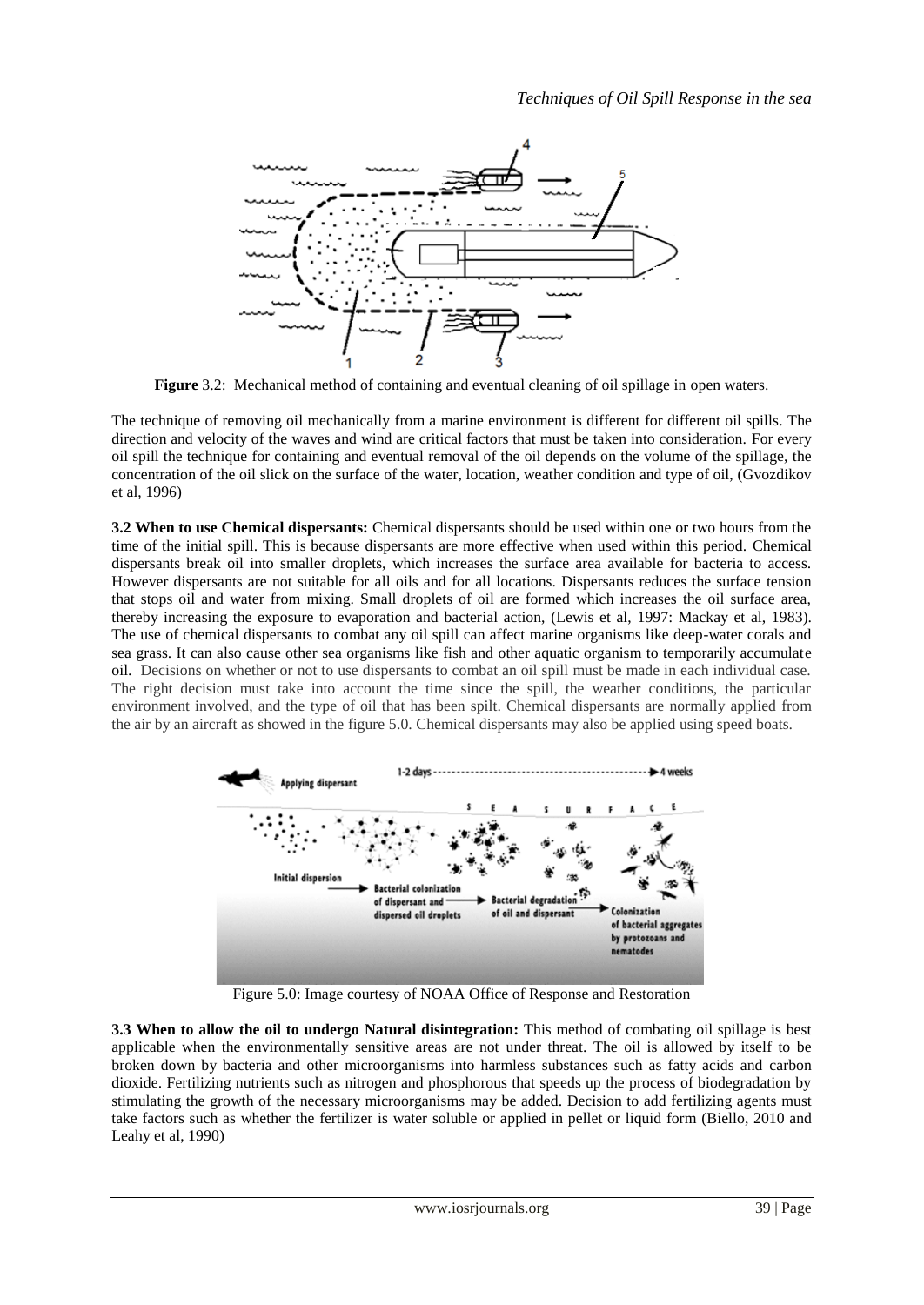**Figure** 3.2: Mechanical method of containing and eventual cleaning of oil spillage in open waters.

The technique of removing oil mechanically from a marine environment is different for different oil spills. The direction and velocity of the waves and wind are critical factors that must be taken into consideration. For every oil spill the technique for containing and eventual removal of the oil depends on the volume of the spillage, the concentration of the oil slick on the surface of the water, location, weather condition and type of oil, (Gvozdikov et al, 1996)

**3.2 When to use Chemical dispersants:** Chemical dispersants should be used within one or two hours from the time of the initial spill. This is because dispersants are more effective when used within this period. Chemical dispersants break oil into smaller droplets, which increases the surface area available for bacteria to access. However dispersants are not suitable for all oils and for all locations. Dispersants reduces the surface tension that stops oil and water from mixing. Small droplets of oil are formed which increases the oil surface area, thereby increasing the exposure to evaporation and bacterial action, (Lewis et al, 1997: Mackay et al, 1983). The use of chemical dispersants to combat any oil spill can affect marine organisms like deep-water corals and sea grass. It can also cause other sea organisms like fish and other aquatic organism to temporarily accumulate oil. Decisions on whether or not to use dispersants to combat an oil spill must be made in each individual case. The right decision must take into account the time since the spill, the weather conditions, the particular environment involved, and the type of oil that has been spilt. Chemical dispersants are normally applied from the air by an aircraft as showed in the figure 5.0. Chemical dispersants may also be applied using speed boats.

Figure 5.0: Image courtesy of NOAA Office of Response and Restoration

**3.3 When to allow the oil to undergo Natural disintegration:** This method of combating oil spillage is best applicable when the environmentally sensitive areas are not under threat. The oil is allowed by itself to be broken down by bacteria and other microorganisms into harmless substances such as fatty acids and carbon dioxide. Fertilizing nutrients such as nitrogen and phosphorous that speeds up the process of biodegradation by stimulating the growth of the necessary microorganisms may be added. Decision to add fertilizing agents must take factors such as whether the fertilizer is water soluble or applied in pellet or liquid form (Biello, 2010 and Leahy et al, 1990)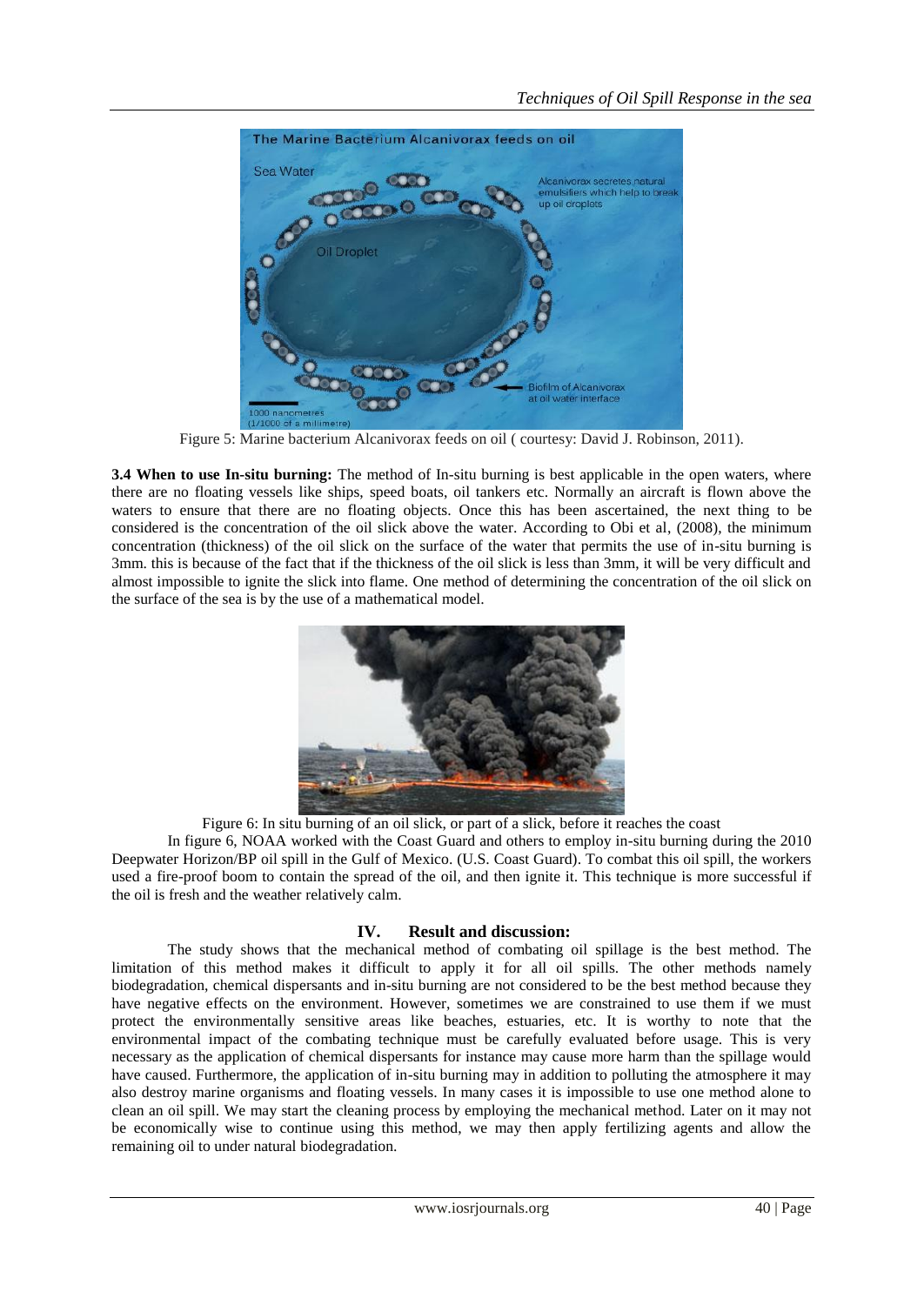Figure 5: Marine bacterium Alcanivorax feeds on oil ( courtesy: David J. Robinson, 2011).

**3.4 When to use In-situ burning:** The method of In-situ burning is best applicable in the open waters, where there are no floating vessels like ships, speed boats, oil tankers etc. Normally an aircraft is flown above the waters to ensure that there are no floating objects. Once this has been ascertained, the next thing to be considered is the concentration of the oil slick above the water. According to Obi et al, (2008), the minimum concentration (thickness) of the oil slick on the surface of the water that permits the use of in-situ burning is 3mm. this is because of the fact that if the thickness of the oil slick is less than 3mm, it will be very difficult and almost impossible to ignite the slick into flame. One method of determining the concentration of the oil slick on the surface of the sea is by the use of a mathematical model.

Figure 6: In situ burning of an oil slick, or part of a slick, before it reaches the coast

In figure 6, NOAA worked with the Coast Guard and others to employ in-situ burning during the 2010 Deepwater Horizon/BP oil spill in the Gulf of Mexico. (U.S. Coast Guard). To combat this oil spill, the workers used a fire-proof boom to contain the spread of the oil, and then ignite it. This technique is more successful if the oil is fresh and the weather relatively calm.

## IV. Result and discussion:

The study shows that the mechanical method of combating oil spillage is the best method. The limitation of this method makes it difficult to apply it for all oil spills. The other methods namely biodegradation, chemical dispersants and in-situ burning are not considered to be the best method because they have negative effects on the environment. However, sometimes we are constrained to use them if we must protect the environmentally sensitive areas like beaches, estuaries, etc. It is worthy to note that the environmental impact of the combating technique must be carefully evaluated before usage. This is very necessary as the application of chemical dispersants for instance may cause more harm than the spillage would have caused. Furthermore, the application of in-situ burning may in addition to polluting the atmosphere it may also destroy marine organisms and floating vessels. In many cases it is impossible to use one method alone to clean an oil spill. We may start the cleaning process by employing the mechanical method. Later on it may not be economically wise to continue using this method, we may then apply fertilizing agents and allow the remaining oil to under natural biodegradation.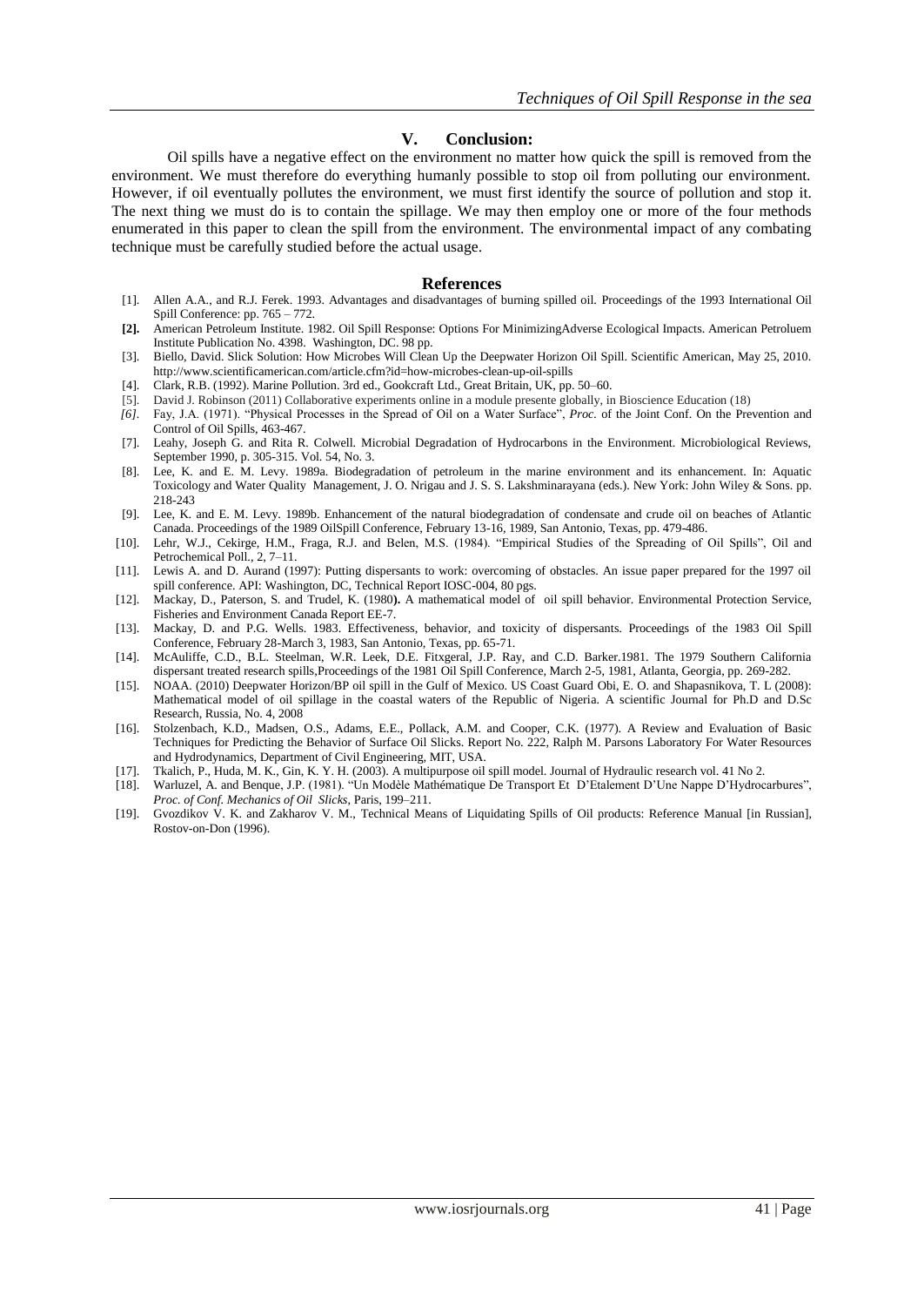## V. Conclusion:

Oil spills have a negative effect on the environment no matter how quick the spill is removed from the environment. We must therefore do everything humanly possible to stop oil from polluting our environment. However, if oil eventually pollutes the environment, we must first identify the source of pollution and stop it. The next thing we must do is to contain the spillage. We may then employ one or more of the four methods enumerated in this paper to clean the spill from the environment. The environmental impact of any combating technique must be carefully studied before the actual usage.

## References

[1]. Allen A.A., and R.J. Ferek. 1993. Advantages and disadvantages of burning spilled oil. Proceedings of the 1993 International Oil Spill Conference: pp. 765 – 772.

**[2].** American Petroleum Institute. 1982. Oil Spill Response: Options For MinimizingAdverse Ecological Impacts. American Petroluem Institute Publication No. 4398. Washington, DC. 98 pp.

[3]. Biello, David. Slick Solution: How Microbes Will Clean Up the Deepwater Horizon Oil Spill. Scientific American, May 25, 2010. http://www.scientificamerican.com/article.cfm?id=how-microbes-clean-up-oil-spills

[4]. Clark, R.B. (1992). Marine Pollution. 3rd ed., Gookcraft Ltd., Great Britain, UK, pp. 50–60.

[5]. David J. Robinson (2011) Collaborative experiments online in a module presente globally, in Bioscience Education (18)

*[6].* Fay, J.A. (1971). "Physical Processes in the Spread of Oil on a Water Surface", *Proc.* of the Joint Conf. On the Prevention and Control of Oil Spills, 463-467.

[7]. Leahy, Joseph G. and Rita R. Colwell. Microbial Degradation of Hydrocarbons in the Environment. Microbiological Reviews, September 1990, p. 305-315. Vol. 54, No. 3.

[8]. Lee, K. and E. M. Levy. 1989a. Biodegradation of petroleum in the marine environment and its enhancement. In: Aquatic Toxicology and Water Quality Management, J. O. Nrigau and J. S. S. Lakshminarayana (eds.). New York: John Wiley & Sons. pp. 218-243

[9]. Lee, K. and E. M. Levy. 1989b. Enhancement of the natural biodegradation of condensate and crude oil on beaches of Atlantic Canada. Proceedings of the 1989 OilSpill Conference, February 13-16, 1989, San Antonio, Texas, pp. 479-486.

[10]. Lehr, W.J., Cekirge, H.M., Fraga, R.J. and Belen, M.S. (1984). "Empirical Studies of the Spreading of Oil Spills", Oil and Petrochemical Poll., 2, 7–11.

[11]. Lewis A. and D. Aurand (1997): Putting dispersants to work: overcoming of obstacles. An issue paper prepared for the 1997 oil spill conference. API: Washington, DC, Technical Report IOSC-004, 80 pgs.

[12]. Mackay, D., Paterson, S. and Trudel, K. (1980**).** A mathematical model of oil spill behavior. Environmental Protection Service, Fisheries and Environment Canada Report EE-7.

[13]. Mackay, D. and P.G. Wells. 1983. Effectiveness, behavior, and toxicity of dispersants. Proceedings of the 1983 Oil Spill Conference, February 28-March 3, 1983, San Antonio, Texas, pp. 65-71.

[14]. McAuliffe, C.D., B.L. Steelman, W.R. Leek, D.E. Fitxgeral, J.P. Ray, and C.D. Barker.1981. The 1979 Southern California dispersant treated research spills,Proceedings of the 1981 Oil Spill Conference, March 2-5, 1981, Atlanta, Georgia, pp. 269-282.

[15]. NOAA. (2010) Deepwater Horizon/BP oil spill in the Gulf of Mexico. US Coast Guard Obi, E. O. and Shapasnikova, T. L (2008): Mathematical model of oil spillage in the coastal waters of the Republic of Nigeria. A scientific Journal for Ph.D and D.Sc Research, Russia, No. 4, 2008

[16]. Stolzenbach, K.D., Madsen, O.S., Adams, E.E., Pollack, A.M. and Cooper, C.K. (1977). A Review and Evaluation of Basic Techniques for Predicting the Behavior of Surface Oil Slicks. Report No. 222, Ralph M. Parsons Laboratory For Water Resources and Hydrodynamics, Department of Civil Engineering, MIT, USA.

[17]. Tkalich, P., Huda, M. K., Gin, K. Y. H. (2003). A multipurpose oil spill model. Journal of Hydraulic research vol. 41 No 2.

[18]. Warluzel, A. and Benque, J.P. (1981). "Un Modèle Mathématique De Transport Et D'Etalement D'Une Nappe D'Hydrocarbures", *Proc. of Conf. Mechanics of Oil Slicks*, Paris, 199–211.

[19]. Gvozdikov V. K. and Zakharov V. M., Technical Means of Liquidating Spills of Oil products: Reference Manual [in Russian], Rostov-on-Don (1996).